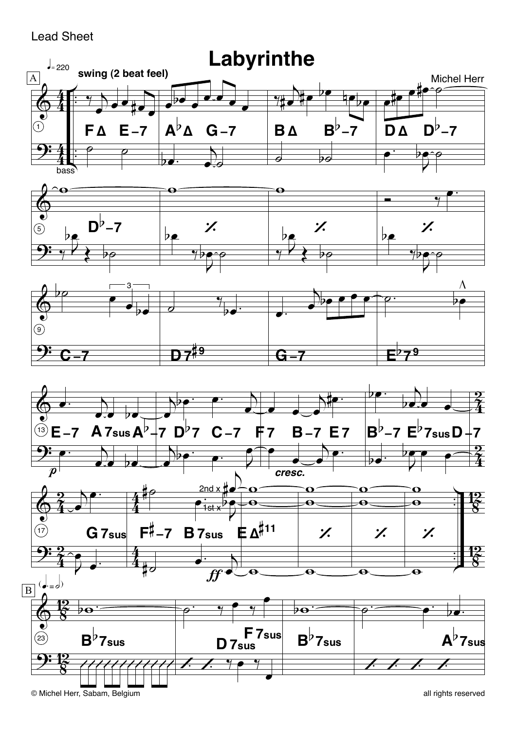Lead Sheet

# Labyrinthe

Michel Herr

© Michel Herr, Sabam, Belgium

all rights reserved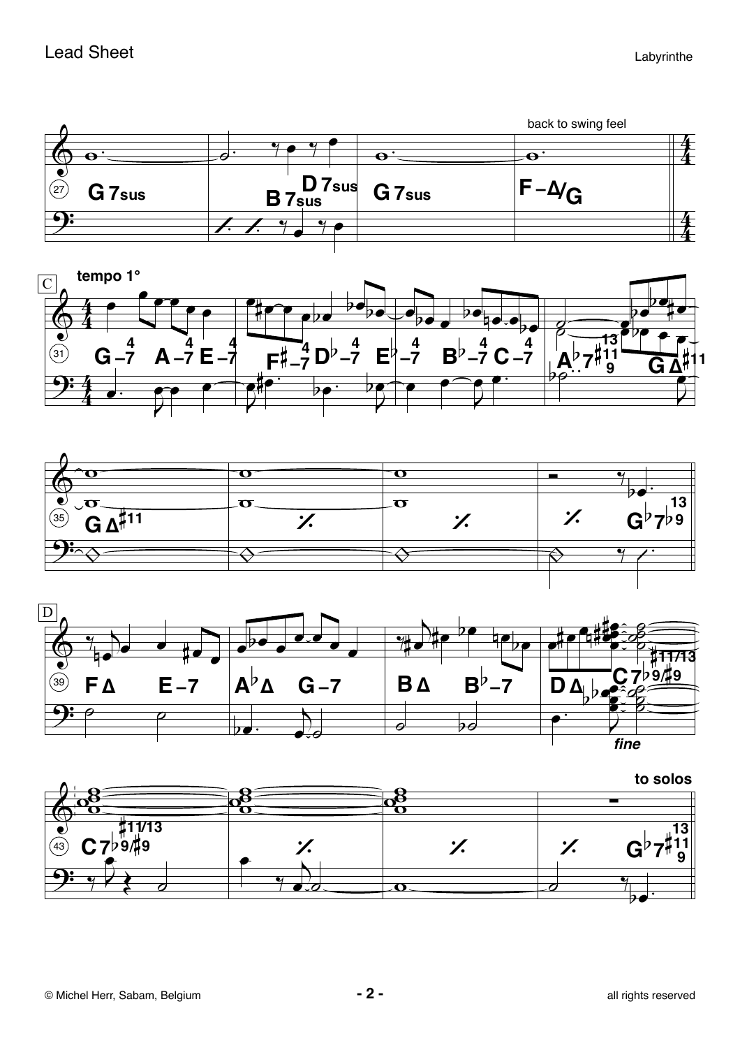back to swing feel

C

tempo 1°

D

*fine*

to solos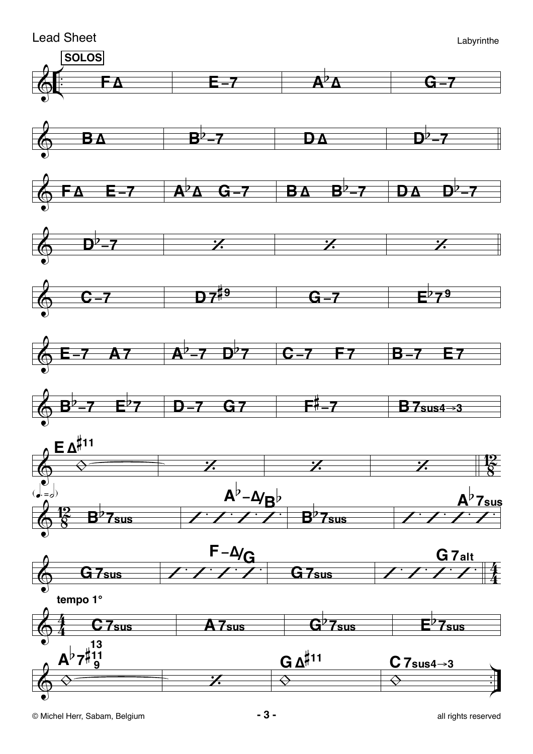**SOLOS**

| FΔ | E–7 | A♭Δ | G–7 |

| BΔ | B♭–7 | DΔ | D♭–7 ||

| FΔ E–7 | A♭Δ G–7 | BΔ B♭–7 | DΔ D♭–7 |

| D♭–7 | % | % | % ||

| C–7 | D7♯9 | G–7 | E♭7 9 |

| E–7 A7 | A♭–7 D♭7 | C–7 F7 | B–7 E7 |

| B♭–7 E♭7 | D–7 G7 | F♯–7 | B7sus4→3 |

| EΔ♯11 | % | % | % || 12/8

(♩. = 𝅗𝅥)

| 12/8 B♭7sus | A♭–Δ/B♭ | B♭7sus | A♭7sus |

| G7sus | F–Δ/G | G7sus | G7alt || 4/4

**tempo 1°**

| 4/4 C7sus | A7sus | G♭7sus | E♭7sus |

| A♭7 13 ♯11 9 | % | GΔ♯11 | C7sus4→3 :|

© Michel Herr, Sabam, Belgium — all rights reserved